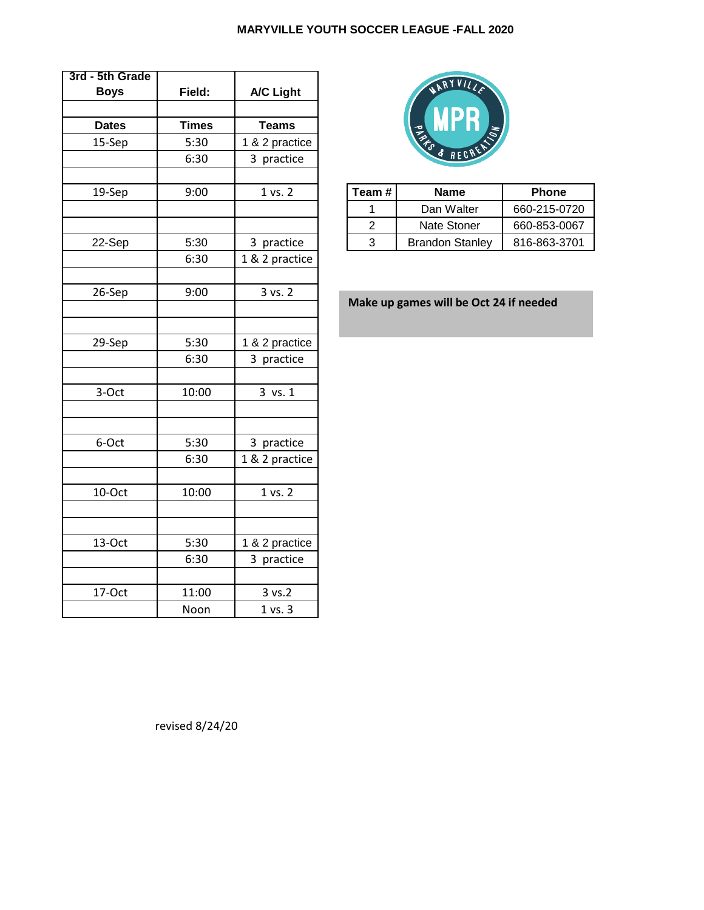# MARYVILLE YOUTH SOCCER LEAGUE -FALL 2020

| 3rd - 5th Grade Boys | Field: | A/C Light |
|---|---|---|
| | | |
| **Dates** | **Times** | **Teams** |
| 15-Sep | 5:30 | 1 & 2 practice |
| | 6:30 | 3 practice |
| | | |
| 19-Sep | 9:00 | 1 vs. 2 |
| | | |
| | | |
| 22-Sep | 5:30 | 3 practice |
| | 6:30 | 1 & 2 practice |
| | | |
| 26-Sep | 9:00 | 3 vs. 2 |
| | | |
| | | |
| 29-Sep | 5:30 | 1 & 2 practice |
| | 6:30 | 3 practice |
| | | |
| 3-Oct | 10:00 | 3 vs. 1 |
| | | |
| | | |
| 6-Oct | 5:30 | 3 practice |
| | 6:30 | 1 & 2 practice |
| | | |
| 10-Oct | 10:00 | 1 vs. 2 |
| | | |
| | | |
| 13-Oct | 5:30 | 1 & 2 practice |
| | 6:30 | 3 practice |
| | | |
| 17-Oct | 11:00 | 3 vs.2 |
| | Noon | 1 vs. 3 |

| Team # | Name | Phone |
|---|---|---|
| 1 | Dan Walter | 660-215-0720 |
| 2 | Nate Stoner | 660-853-0067 |
| 3 | Brandon Stanley | 816-863-3701 |

**Make up games will be Oct 24 if needed**

revised 8/24/20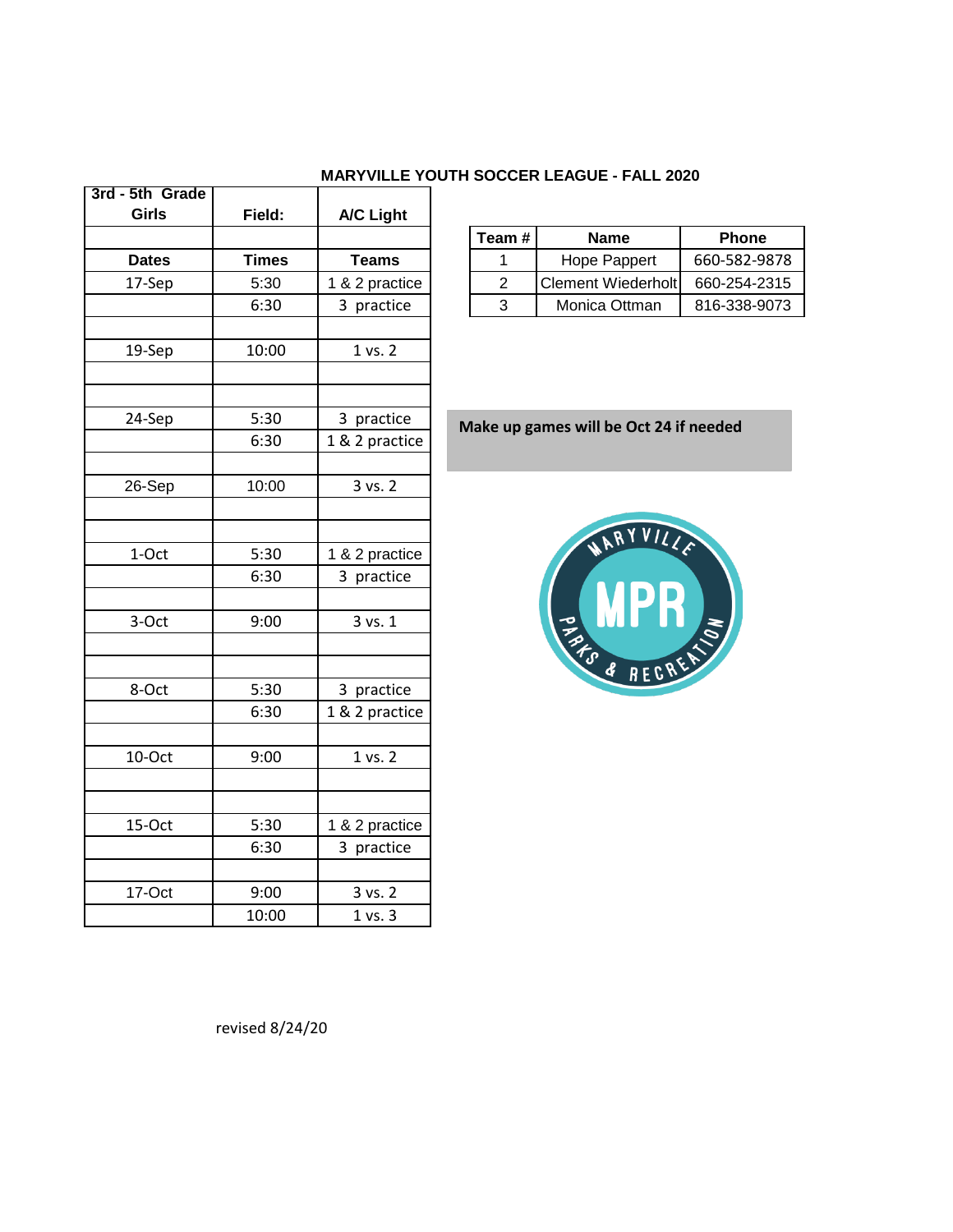**MARYVILLE YOUTH SOCCER LEAGUE - FALL 2020**

| 3rd - 5th Grade Girls | Field: | A/C Light |
|---|---|---|
| | | |
| **Dates** | **Times** | **Teams** |
| 17-Sep | 5:30 | 1 & 2 practice |
| | 6:30 | 3 practice |
| | | |
| 19-Sep | 10:00 | 1 vs. 2 |
| | | |
| | | |
| 24-Sep | 5:30 | 3 practice |
| | 6:30 | 1 & 2 practice |
| | | |
| 26-Sep | 10:00 | 3 vs. 2 |
| | | |
| | | |
| 1-Oct | 5:30 | 1 & 2 practice |
| | 6:30 | 3 practice |
| | | |
| 3-Oct | 9:00 | 3 vs. 1 |
| | | |
| | | |
| 8-Oct | 5:30 | 3 practice |
| | 6:30 | 1 & 2 practice |
| | | |
| 10-Oct | 9:00 | 1 vs. 2 |
| | | |
| | | |
| 15-Oct | 5:30 | 1 & 2 practice |
| | 6:30 | 3 practice |
| | | |
| 17-Oct | 9:00 | 3 vs. 2 |
| | 10:00 | 1 vs. 3 |

| Team # | Name | Phone |
|---|---|---|
| 1 | Hope Pappert | 660-582-9878 |
| 2 | Clement Wiederholt | 660-254-2315 |
| 3 | Monica Ottman | 816-338-9073 |

**Make up games will be Oct 24 if needed**

MARYVILLE MPR PARKS & RECREATION

revised 8/24/20